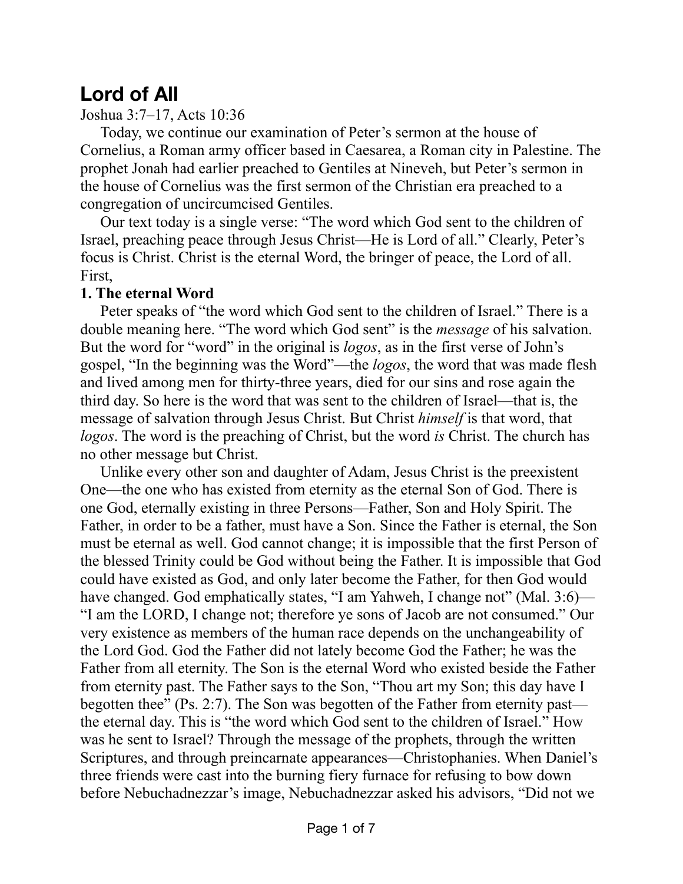# Lord of All

Joshua 3:7–17, Acts 10:36

Today, we continue our examination of Peter's sermon at the house of Cornelius, a Roman army officer based in Caesarea, a Roman city in Palestine. The prophet Jonah had earlier preached to Gentiles at Nineveh, but Peter's sermon in the house of Cornelius was the first sermon of the Christian era preached to a congregation of uncircumcised Gentiles.

Our text today is a single verse: "The word which God sent to the children of Israel, preaching peace through Jesus Christ—He is Lord of all." Clearly, Peter's focus is Christ. Christ is the eternal Word, the bringer of peace, the Lord of all. First,

**1. The eternal Word**

Peter speaks of "the word which God sent to the children of Israel." There is a double meaning here. "The word which God sent" is the *message* of his salvation. But the word for "word" in the original is *logos*, as in the first verse of John's gospel, "In the beginning was the Word"—the *logos*, the word that was made flesh and lived among men for thirty-three years, died for our sins and rose again the third day. So here is the word that was sent to the children of Israel—that is, the message of salvation through Jesus Christ. But Christ *himself* is that word, that *logos*. The word is the preaching of Christ, but the word *is* Christ. The church has no other message but Christ.

Unlike every other son and daughter of Adam, Jesus Christ is the preexistent One—the one who has existed from eternity as the eternal Son of God. There is one God, eternally existing in three Persons—Father, Son and Holy Spirit. The Father, in order to be a father, must have a Son. Since the Father is eternal, the Son must be eternal as well. God cannot change; it is impossible that the first Person of the blessed Trinity could be God without being the Father. It is impossible that God could have existed as God, and only later become the Father, for then God would have changed. God emphatically states, "I am Yahweh, I change not" (Mal. 3:6)—"I am the LORD, I change not; therefore ye sons of Jacob are not consumed." Our very existence as members of the human race depends on the unchangeability of the Lord God. God the Father did not lately become God the Father; he was the Father from all eternity. The Son is the eternal Word who existed beside the Father from eternity past. The Father says to the Son, "Thou art my Son; this day have I begotten thee" (Ps. 2:7). The Son was begotten of the Father from eternity past—the eternal day. This is "the word which God sent to the children of Israel." How was he sent to Israel? Through the message of the prophets, through the written Scriptures, and through preincarnate appearances—Christophanies. When Daniel's three friends were cast into the burning fiery furnace for refusing to bow down before Nebuchadnezzar's image, Nebuchadnezzar asked his advisors, "Did not we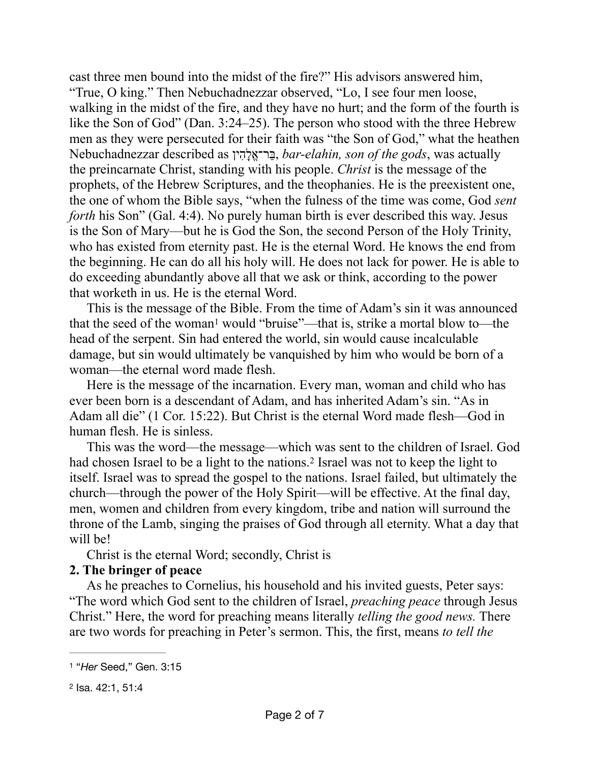cast three men bound into the midst of the fire?" His advisors answered him, "True, O king." Then Nebuchadnezzar observed, "Lo, I see four men loose, walking in the midst of the fire, and they have no hurt; and the form of the fourth is like the Son of God" (Dan. 3:24–25). The person who stood with the three Hebrew men as they were persecuted for their faith was "the Son of God," what the heathen Nebuchadnezzar described as בַּר־אֱלָהִין, *bar-elahin, son of the gods*, was actually the preincarnate Christ, standing with his people. *Christ* is the message of the prophets, of the Hebrew Scriptures, and the theophanies. He is the preexistent one, the one of whom the Bible says, "when the fulness of the time was come, God *sent forth* his Son" (Gal. 4:4). No purely human birth is ever described this way. Jesus is the Son of Mary—but he is God the Son, the second Person of the Holy Trinity, who has existed from eternity past. He is the eternal Word. He knows the end from the beginning. He can do all his holy will. He does not lack for power. He is able to do exceeding abundantly above all that we ask or think, according to the power that worketh in us. He is the eternal Word.

This is the message of the Bible. From the time of Adam's sin it was announced that the seed of the woman[1] would "bruise"—that is, strike a mortal blow to—the head of the serpent. Sin had entered the world, sin would cause incalculable damage, but sin would ultimately be vanquished by him who would be born of a woman—the eternal word made flesh.

Here is the message of the incarnation. Every man, woman and child who has ever been born is a descendant of Adam, and has inherited Adam's sin. "As in Adam all die" (1 Cor. 15:22). But Christ is the eternal Word made flesh—God in human flesh. He is sinless.

This was the word—the message—which was sent to the children of Israel. God had chosen Israel to be a light to the nations.[2] Israel was not to keep the light to itself. Israel was to spread the gospel to the nations. Israel failed, but ultimately the church—through the power of the Holy Spirit—will be effective. At the final day, men, women and children from every kingdom, tribe and nation will surround the throne of the Lamb, singing the praises of God through all eternity. What a day that will be!

Christ is the eternal Word; secondly, Christ is

**2. The bringer of peace**

As he preaches to Cornelius, his household and his invited guests, Peter says: "The word which God sent to the children of Israel, *preaching peace* through Jesus Christ." Here, the word for preaching means literally *telling the good news.* There are two words for preaching in Peter's sermon. This, the first, means *to tell the*

---

[1] "*Her* Seed," Gen. 3:15

[2] Isa. 42:1, 51:4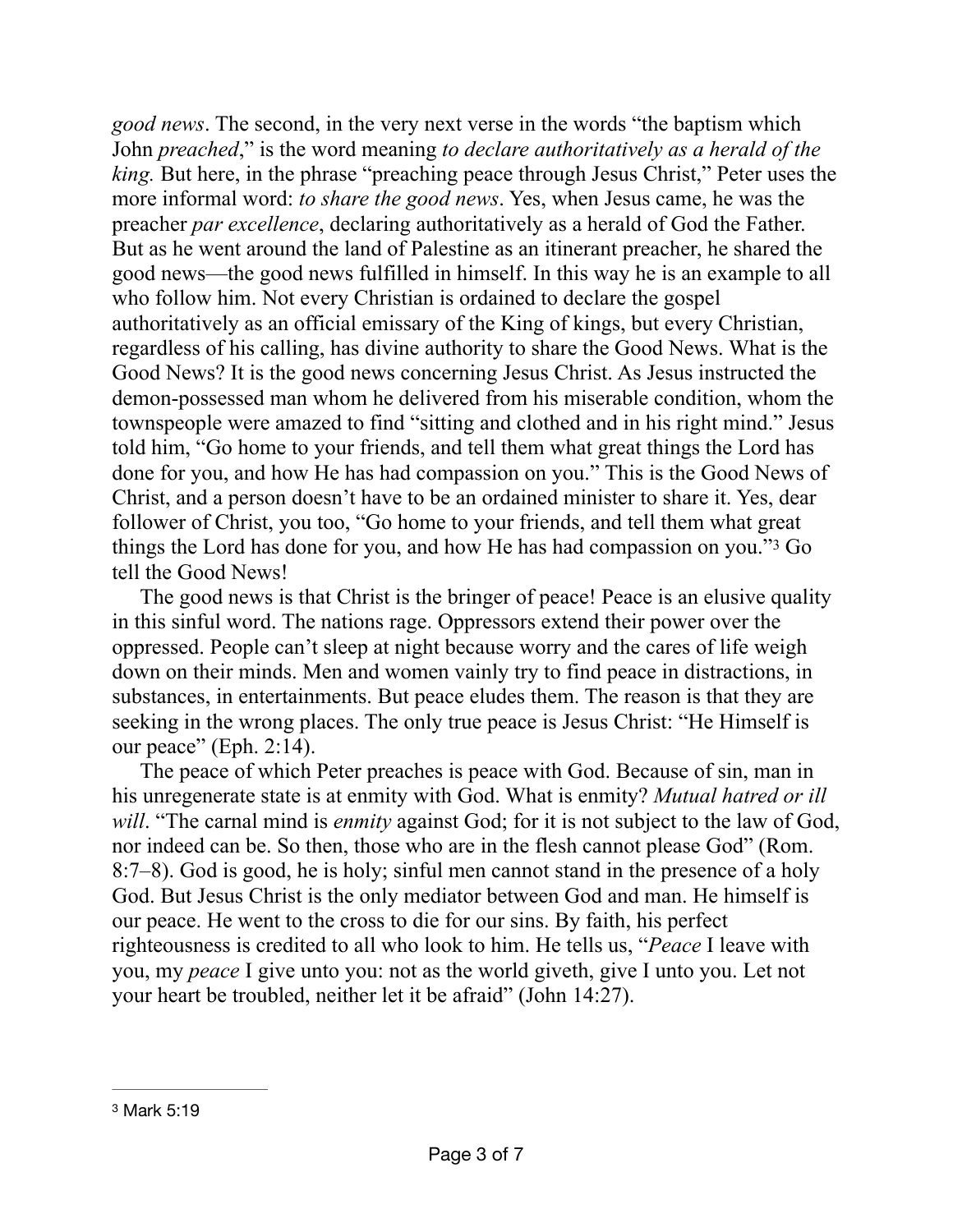*good news*. The second, in the very next verse in the words "the baptism which John *preached*," is the word meaning *to declare authoritatively as a herald of the king.* But here, in the phrase "preaching peace through Jesus Christ," Peter uses the more informal word: *to share the good news*. Yes, when Jesus came, he was the preacher *par excellence*, declaring authoritatively as a herald of God the Father. But as he went around the land of Palestine as an itinerant preacher, he shared the good news—the good news fulfilled in himself. In this way he is an example to all who follow him. Not every Christian is ordained to declare the gospel authoritatively as an official emissary of the King of kings, but every Christian, regardless of his calling, has divine authority to share the Good News. What is the Good News? It is the good news concerning Jesus Christ. As Jesus instructed the demon-possessed man whom he delivered from his miserable condition, whom the townspeople were amazed to find "sitting and clothed and in his right mind." Jesus told him, "Go home to your friends, and tell them what great things the Lord has done for you, and how He has had compassion on you." This is the Good News of Christ, and a person doesn't have to be an ordained minister to share it. Yes, dear follower of Christ, you too, "Go home to your friends, and tell them what great things the Lord has done for you, and how He has had compassion on you."[3] Go tell the Good News!

The good news is that Christ is the bringer of peace! Peace is an elusive quality in this sinful word. The nations rage. Oppressors extend their power over the oppressed. People can't sleep at night because worry and the cares of life weigh down on their minds. Men and women vainly try to find peace in distractions, in substances, in entertainments. But peace eludes them. The reason is that they are seeking in the wrong places. The only true peace is Jesus Christ: "He Himself is our peace" (Eph. 2:14).

The peace of which Peter preaches is peace with God. Because of sin, man in his unregenerate state is at enmity with God. What is enmity? *Mutual hatred or ill will*. "The carnal mind is *enmity* against God; for it is not subject to the law of God, nor indeed can be. So then, those who are in the flesh cannot please God" (Rom. 8:7–8). God is good, he is holy; sinful men cannot stand in the presence of a holy God. But Jesus Christ is the only mediator between God and man. He himself is our peace. He went to the cross to die for our sins. By faith, his perfect righteousness is credited to all who look to him. He tells us, "*Peace* I leave with you, my *peace* I give unto you: not as the world giveth, give I unto you. Let not your heart be troubled, neither let it be afraid" (John 14:27).

---

[3] Mark 5:19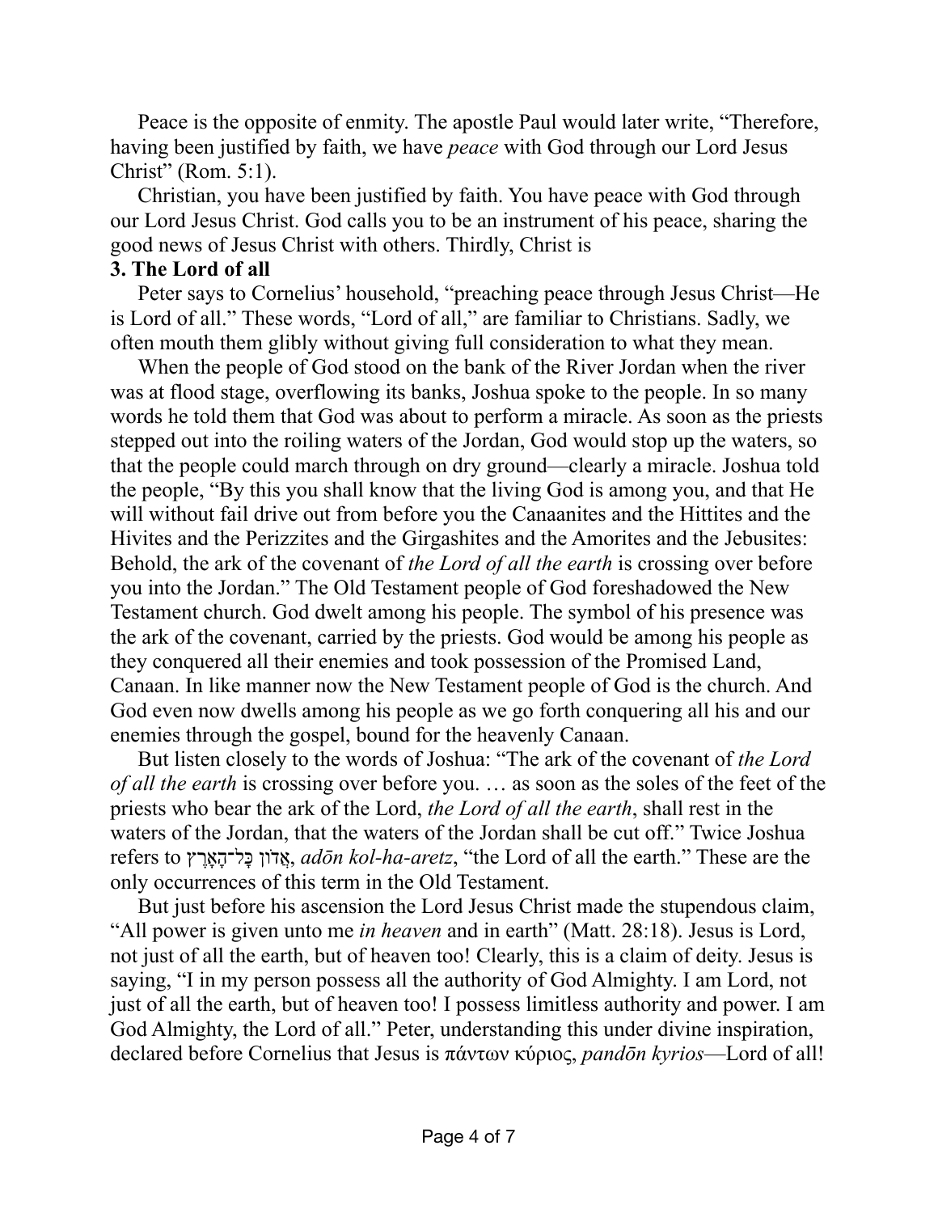Peace is the opposite of enmity. The apostle Paul would later write, "Therefore, having been justified by faith, we have *peace* with God through our Lord Jesus Christ" (Rom. 5:1).

Christian, you have been justified by faith. You have peace with God through our Lord Jesus Christ. God calls you to be an instrument of his peace, sharing the good news of Jesus Christ with others. Thirdly, Christ is

**3. The Lord of all**

Peter says to Cornelius' household, "preaching peace through Jesus Christ—He is Lord of all." These words, "Lord of all," are familiar to Christians. Sadly, we often mouth them glibly without giving full consideration to what they mean.

When the people of God stood on the bank of the River Jordan when the river was at flood stage, overflowing its banks, Joshua spoke to the people. In so many words he told them that God was about to perform a miracle. As soon as the priests stepped out into the roiling waters of the Jordan, God would stop up the waters, so that the people could march through on dry ground—clearly a miracle. Joshua told the people, "By this you shall know that the living God is among you, and that He will without fail drive out from before you the Canaanites and the Hittites and the Hivites and the Perizzites and the Girgashites and the Amorites and the Jebusites: Behold, the ark of the covenant of *the Lord of all the earth* is crossing over before you into the Jordan." The Old Testament people of God foreshadowed the New Testament church. God dwelt among his people. The symbol of his presence was the ark of the covenant, carried by the priests. God would be among his people as they conquered all their enemies and took possession of the Promised Land, Canaan. In like manner now the New Testament people of God is the church. And God even now dwells among his people as we go forth conquering all his and our enemies through the gospel, bound for the heavenly Canaan.

But listen closely to the words of Joshua: "The ark of the covenant of *the Lord of all the earth* is crossing over before you. … as soon as the soles of the feet of the priests who bear the ark of the Lord, *the Lord of all the earth*, shall rest in the waters of the Jordan, that the waters of the Jordan shall be cut off." Twice Joshua refers to אֲדוֹן כָּל־הָאָרֶץ, *adōn kol-ha-aretz*, "the Lord of all the earth." These are the only occurrences of this term in the Old Testament.

But just before his ascension the Lord Jesus Christ made the stupendous claim, "All power is given unto me *in heaven* and in earth" (Matt. 28:18). Jesus is Lord, not just of all the earth, but of heaven too! Clearly, this is a claim of deity. Jesus is saying, "I in my person possess all the authority of God Almighty. I am Lord, not just of all the earth, but of heaven too! I possess limitless authority and power. I am God Almighty, the Lord of all." Peter, understanding this under divine inspiration, declared before Cornelius that Jesus is πάντων κύριος, *pandōn kyrios*—Lord of all!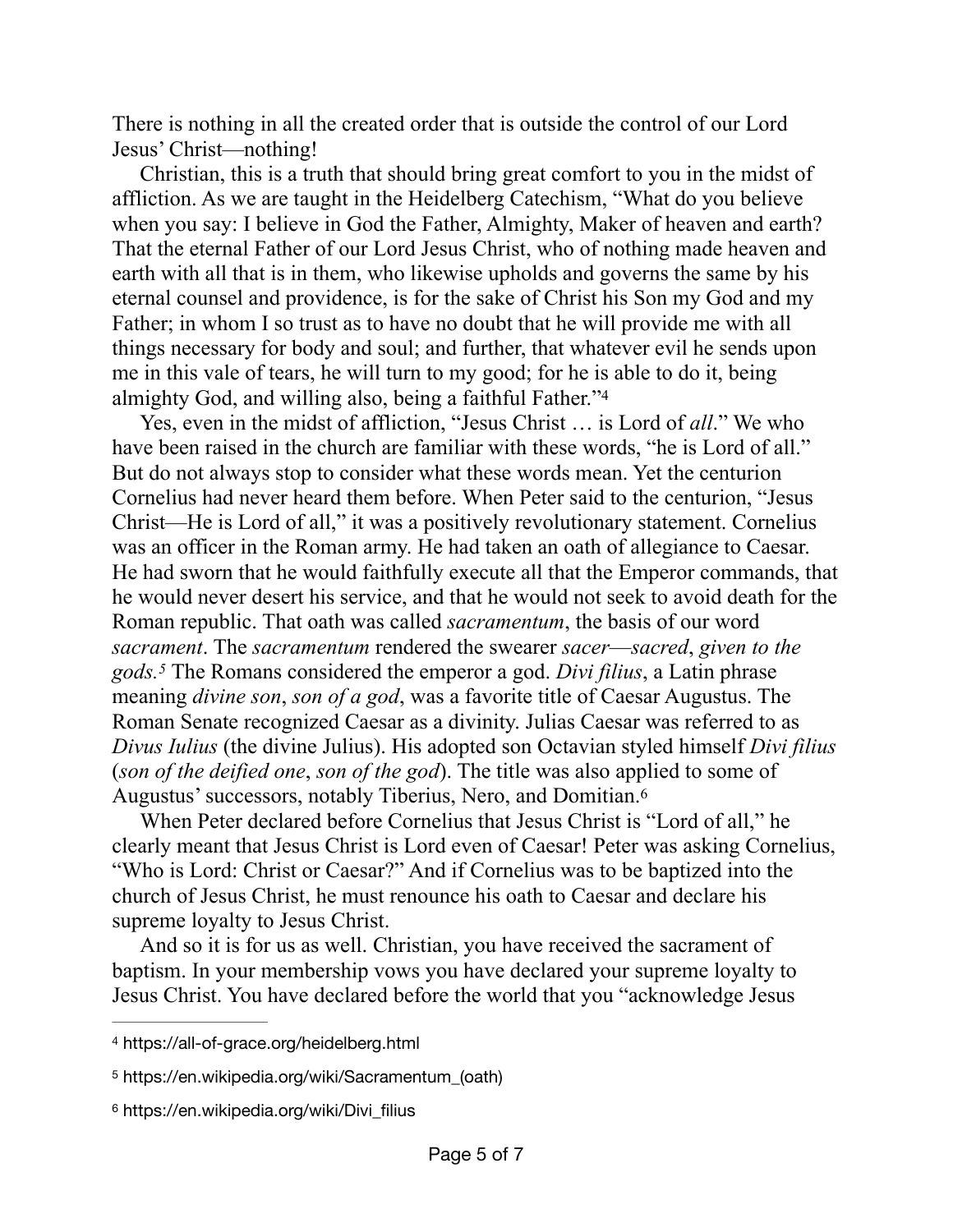There is nothing in all the created order that is outside the control of our Lord Jesus' Christ—nothing!

Christian, this is a truth that should bring great comfort to you in the midst of affliction. As we are taught in the Heidelberg Catechism, "What do you believe when you say: I believe in God the Father, Almighty, Maker of heaven and earth? That the eternal Father of our Lord Jesus Christ, who of nothing made heaven and earth with all that is in them, who likewise upholds and governs the same by his eternal counsel and providence, is for the sake of Christ his Son my God and my Father; in whom I so trust as to have no doubt that he will provide me with all things necessary for body and soul; and further, that whatever evil he sends upon me in this vale of tears, he will turn to my good; for he is able to do it, being almighty God, and willing also, being a faithful Father."[4]

Yes, even in the midst of affliction, "Jesus Christ … is Lord of *all*." We who have been raised in the church are familiar with these words, "he is Lord of all." But do not always stop to consider what these words mean. Yet the centurion Cornelius had never heard them before. When Peter said to the centurion, "Jesus Christ—He is Lord of all," it was a positively revolutionary statement. Cornelius was an officer in the Roman army. He had taken an oath of allegiance to Caesar. He had sworn that he would faithfully execute all that the Emperor commands, that he would never desert his service, and that he would not seek to avoid death for the Roman republic. That oath was called *sacramentum*, the basis of our word *sacrament*. The *sacramentum* rendered the swearer *sacer*—*sacred*, *given to the gods.*[5] The Romans considered the emperor a god. *Divi filius*, a Latin phrase meaning *divine son*, *son of a god*, was a favorite title of Caesar Augustus. The Roman Senate recognized Caesar as a divinity. Julias Caesar was referred to as *Divus Iulius* (the divine Julius). His adopted son Octavian styled himself *Divi filius* (*son of the deified one*, *son of the god*). The title was also applied to some of Augustus' successors, notably Tiberius, Nero, and Domitian.[6]

When Peter declared before Cornelius that Jesus Christ is "Lord of all," he clearly meant that Jesus Christ is Lord even of Caesar! Peter was asking Cornelius, "Who is Lord: Christ or Caesar?" And if Cornelius was to be baptized into the church of Jesus Christ, he must renounce his oath to Caesar and declare his supreme loyalty to Jesus Christ.

And so it is for us as well. Christian, you have received the sacrament of baptism. In your membership vows you have declared your supreme loyalty to Jesus Christ. You have declared before the world that you "acknowledge Jesus

---

[4] https://all-of-grace.org/heidelberg.html

[5] https://en.wikipedia.org/wiki/Sacramentum_(oath)

[6] https://en.wikipedia.org/wiki/Divi_filius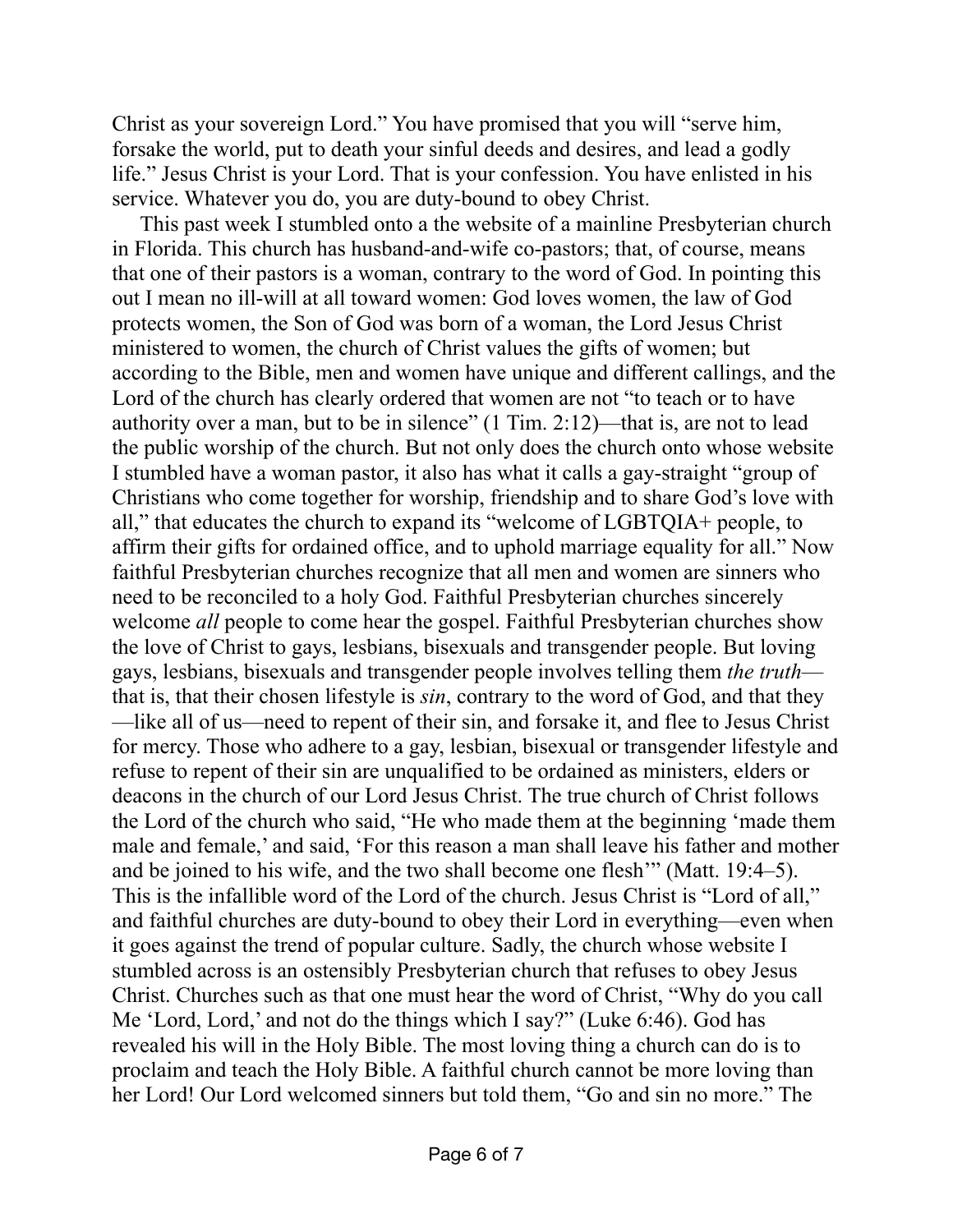Christ as your sovereign Lord." You have promised that you will "serve him, forsake the world, put to death your sinful deeds and desires, and lead a godly life." Jesus Christ is your Lord. That is your confession. You have enlisted in his service. Whatever you do, you are duty-bound to obey Christ.

This past week I stumbled onto a the website of a mainline Presbyterian church in Florida. This church has husband-and-wife co-pastors; that, of course, means that one of their pastors is a woman, contrary to the word of God. In pointing this out I mean no ill-will at all toward women: God loves women, the law of God protects women, the Son of God was born of a woman, the Lord Jesus Christ ministered to women, the church of Christ values the gifts of women; but according to the Bible, men and women have unique and different callings, and the Lord of the church has clearly ordered that women are not "to teach or to have authority over a man, but to be in silence" (1 Tim. 2:12)—that is, are not to lead the public worship of the church. But not only does the church onto whose website I stumbled have a woman pastor, it also has what it calls a gay-straight "group of Christians who come together for worship, friendship and to share God's love with all," that educates the church to expand its "welcome of LGBTQIA+ people, to affirm their gifts for ordained office, and to uphold marriage equality for all." Now faithful Presbyterian churches recognize that all men and women are sinners who need to be reconciled to a holy God. Faithful Presbyterian churches sincerely welcome *all* people to come hear the gospel. Faithful Presbyterian churches show the love of Christ to gays, lesbians, bisexuals and transgender people. But loving gays, lesbians, bisexuals and transgender people involves telling them *the truth*—that is, that their chosen lifestyle is *sin*, contrary to the word of God, and that they—like all of us—need to repent of their sin, and forsake it, and flee to Jesus Christ for mercy. Those who adhere to a gay, lesbian, bisexual or transgender lifestyle and refuse to repent of their sin are unqualified to be ordained as ministers, elders or deacons in the church of our Lord Jesus Christ. The true church of Christ follows the Lord of the church who said, "He who made them at the beginning 'made them male and female,' and said, 'For this reason a man shall leave his father and mother and be joined to his wife, and the two shall become one flesh'" (Matt. 19:4–5). This is the infallible word of the Lord of the church. Jesus Christ is "Lord of all," and faithful churches are duty-bound to obey their Lord in everything—even when it goes against the trend of popular culture. Sadly, the church whose website I stumbled across is an ostensibly Presbyterian church that refuses to obey Jesus Christ. Churches such as that one must hear the word of Christ, "Why do you call Me 'Lord, Lord,' and not do the things which I say?" (Luke 6:46). God has revealed his will in the Holy Bible. The most loving thing a church can do is to proclaim and teach the Holy Bible. A faithful church cannot be more loving than her Lord! Our Lord welcomed sinners but told them, "Go and sin no more." The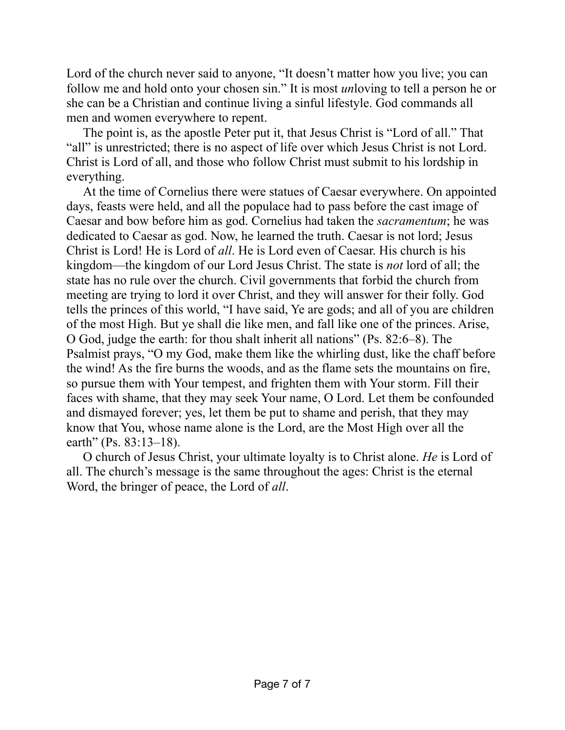Lord of the church never said to anyone, "It doesn't matter how you live; you can follow me and hold onto your chosen sin." It is most *un*loving to tell a person he or she can be a Christian and continue living a sinful lifestyle. God commands all men and women everywhere to repent.

The point is, as the apostle Peter put it, that Jesus Christ is "Lord of all." That "all" is unrestricted; there is no aspect of life over which Jesus Christ is not Lord. Christ is Lord of all, and those who follow Christ must submit to his lordship in everything.

At the time of Cornelius there were statues of Caesar everywhere. On appointed days, feasts were held, and all the populace had to pass before the cast image of Caesar and bow before him as god. Cornelius had taken the *sacramentum*; he was dedicated to Caesar as god. Now, he learned the truth. Caesar is not lord; Jesus Christ is Lord! He is Lord of *all*. He is Lord even of Caesar. His church is his kingdom—the kingdom of our Lord Jesus Christ. The state is *not* lord of all; the state has no rule over the church. Civil governments that forbid the church from meeting are trying to lord it over Christ, and they will answer for their folly. God tells the princes of this world, "I have said, Ye are gods; and all of you are children of the most High. But ye shall die like men, and fall like one of the princes. Arise, O God, judge the earth: for thou shalt inherit all nations" (Ps. 82:6–8). The Psalmist prays, "O my God, make them like the whirling dust, like the chaff before the wind! As the fire burns the woods, and as the flame sets the mountains on fire, so pursue them with Your tempest, and frighten them with Your storm. Fill their faces with shame, that they may seek Your name, O Lord. Let them be confounded and dismayed forever; yes, let them be put to shame and perish, that they may know that You, whose name alone is the Lord, are the Most High over all the earth" (Ps. 83:13–18).

O church of Jesus Christ, your ultimate loyalty is to Christ alone. *He* is Lord of all. The church's message is the same throughout the ages: Christ is the eternal Word, the bringer of peace, the Lord of *all*.